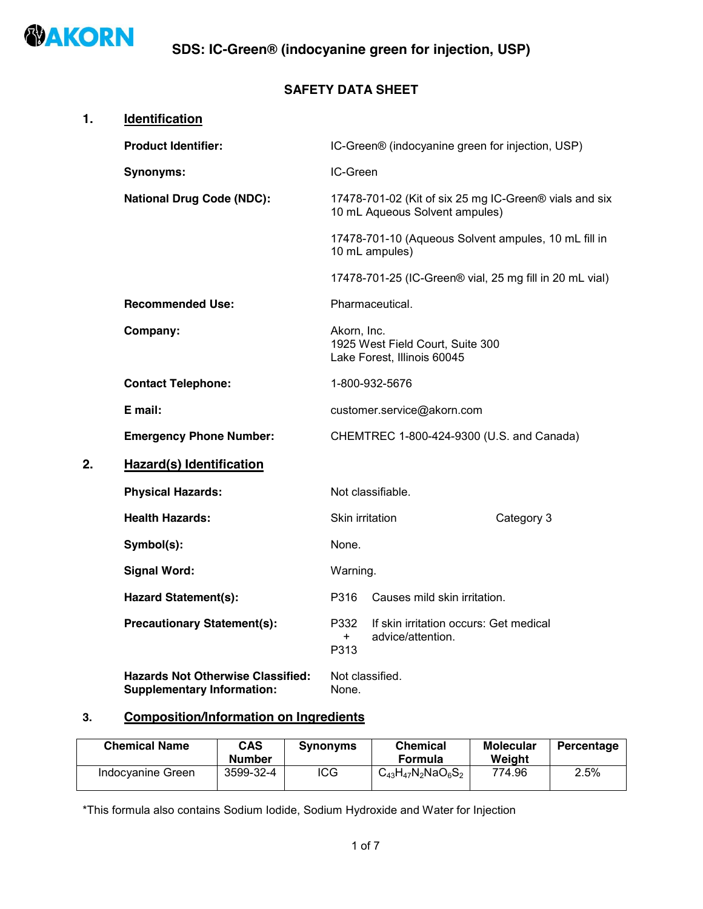AKORN

# SDS: IC-Green® (indocyanine green for injection, USP)

## SAFETY DATA SHEET

## 1. Identification

**Product Identifier:** IC-Green® (indocyanine green for injection, USP)

**Synonyms:** IC-Green

**National Drug Code (NDC):** 17478-701-02 (Kit of six 25 mg IC-Green® vials and six 10 mL Aqueous Solvent ampules)

17478-701-10 (Aqueous Solvent ampules, 10 mL fill in 10 mL ampules)

17478-701-25 (IC-Green® vial, 25 mg fill in 20 mL vial)

**Recommended Use:** Pharmaceutical.

**Company:** Akorn, Inc.
1925 West Field Court, Suite 300
Lake Forest, Illinois 60045

**Contact Telephone:** 1-800-932-5676

**E mail:** customer.service@akorn.com

**Emergency Phone Number:** CHEMTREC 1-800-424-9300 (U.S. and Canada)

## 2. Hazard(s) Identification

**Physical Hazards:** Not classifiable.

**Health Hazards:** Skin irritation Category 3

**Symbol(s):** None.

**Signal Word:** Warning.

**Hazard Statement(s):** P316 Causes mild skin irritation.

**Precautionary Statement(s):** P332 + P313 If skin irritation occurs: Get medical advice/attention.

**Hazards Not Otherwise Classified:** Not classified.
**Supplementary Information:** None.

## 3. Composition/Information on Ingredients

| Chemical Name | CAS Number | Synonyms | Chemical Formula | Molecular Weight | Percentage |
|---|---|---|---|---|---|
| Indocyanine Green | 3599-32-4 | ICG | $C_{43}H_{47}N_2NaO_6S_2$ | 774.96 | 2.5% |

*This formula also contains Sodium Iodide, Sodium Hydroxide and Water for Injection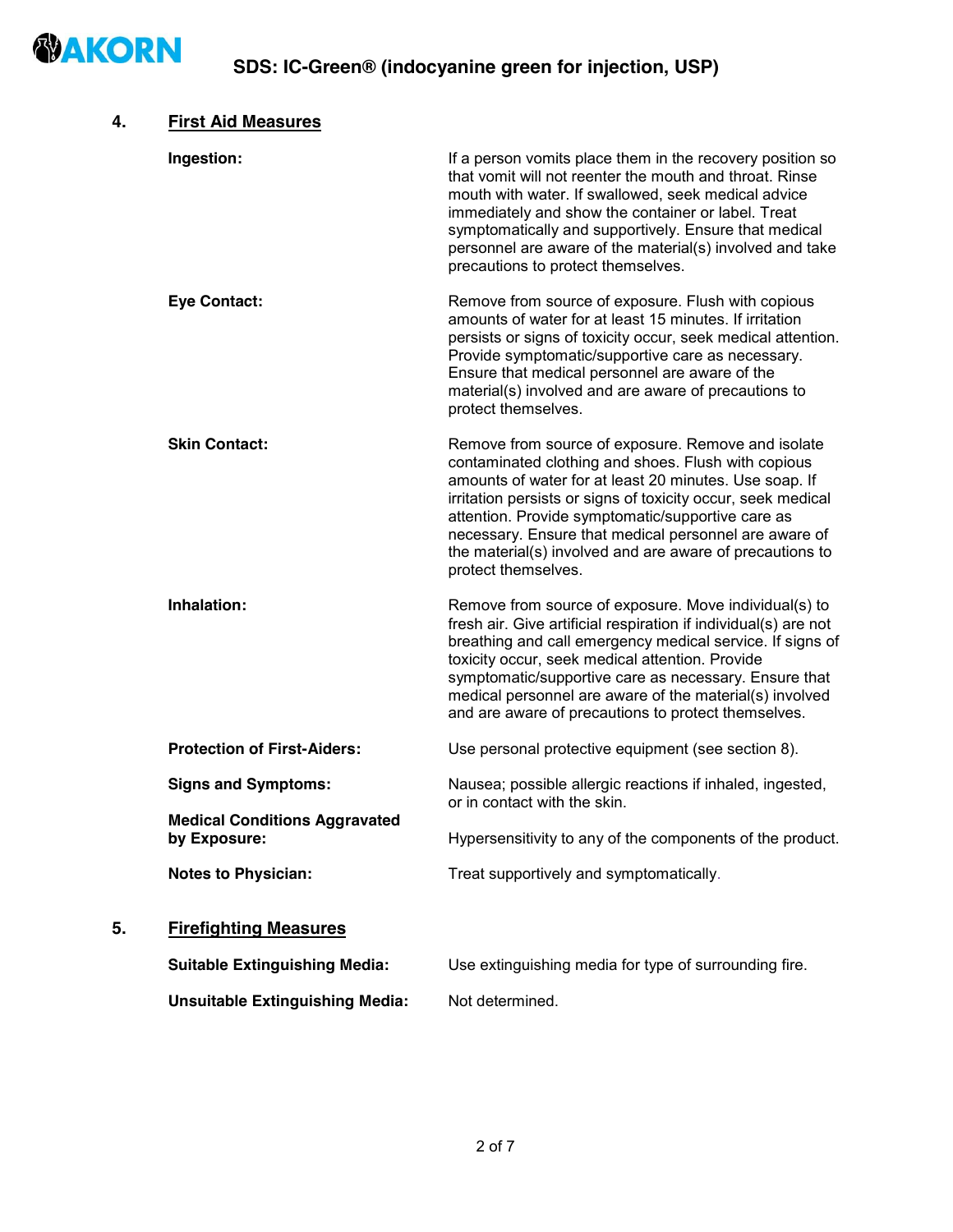## 4. First Aid Measures

**Ingestion:** If a person vomits place them in the recovery position so that vomit will not reenter the mouth and throat. Rinse mouth with water. If swallowed, seek medical advice immediately and show the container or label. Treat symptomatically and supportively. Ensure that medical personnel are aware of the material(s) involved and take precautions to protect themselves.

**Eye Contact:** Remove from source of exposure. Flush with copious amounts of water for at least 15 minutes. If irritation persists or signs of toxicity occur, seek medical attention. Provide symptomatic/supportive care as necessary. Ensure that medical personnel are aware of the material(s) involved and are aware of precautions to protect themselves.

**Skin Contact:** Remove from source of exposure. Remove and isolate contaminated clothing and shoes. Flush with copious amounts of water for at least 20 minutes. Use soap. If irritation persists or signs of toxicity occur, seek medical attention. Provide symptomatic/supportive care as necessary. Ensure that medical personnel are aware of the material(s) involved and are aware of precautions to protect themselves.

**Inhalation:** Remove from source of exposure. Move individual(s) to fresh air. Give artificial respiration if individual(s) are not breathing and call emergency medical service. If signs of toxicity occur, seek medical attention. Provide symptomatic/supportive care as necessary. Ensure that medical personnel are aware of the material(s) involved and are aware of precautions to protect themselves.

**Protection of First-Aiders:** Use personal protective equipment (see section 8).

**Signs and Symptoms:** Nausea; possible allergic reactions if inhaled, ingested, or in contact with the skin.

**Medical Conditions Aggravated by Exposure:** Hypersensitivity to any of the components of the product.

**Notes to Physician:** Treat supportively and symptomatically.

## 5. Firefighting Measures

**Suitable Extinguishing Media:** Use extinguishing media for type of surrounding fire.

**Unsuitable Extinguishing Media:** Not determined.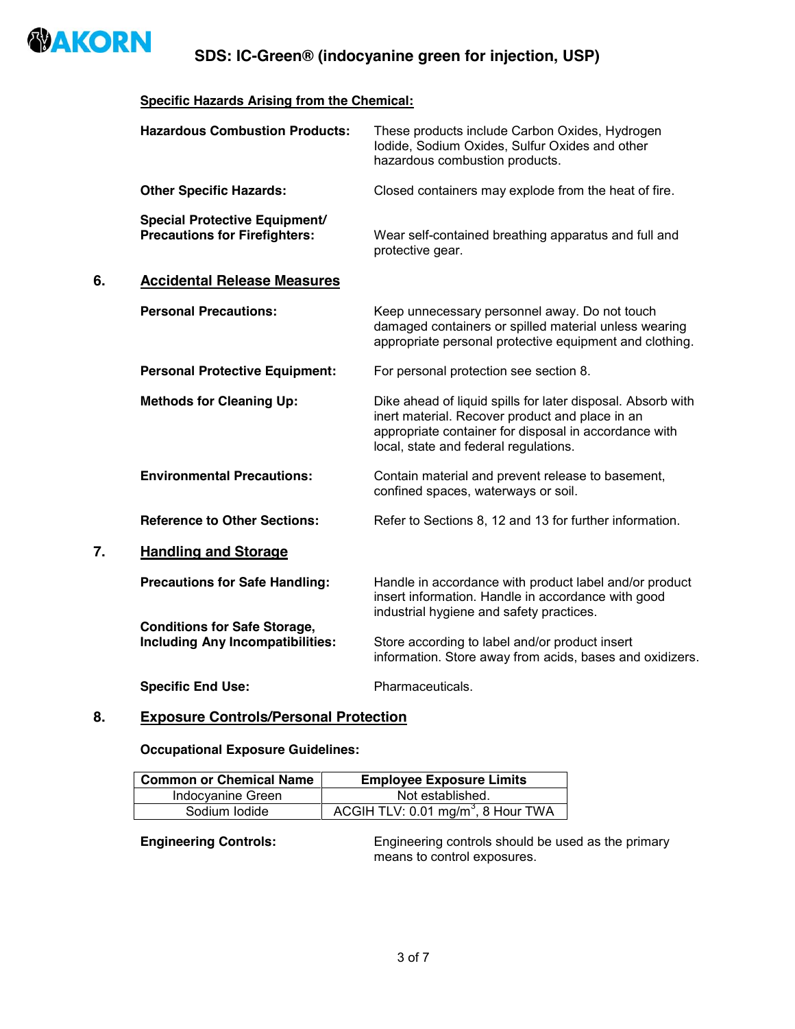**Specific Hazards Arising from the Chemical:**

**Hazardous Combustion Products:** These products include Carbon Oxides, Hydrogen Iodide, Sodium Oxides, Sulfur Oxides and other hazardous combustion products.

**Other Specific Hazards:** Closed containers may explode from the heat of fire.

**Special Protective Equipment/ Precautions for Firefighters:** Wear self-contained breathing apparatus and full and protective gear.

## 6. Accidental Release Measures

**Personal Precautions:** Keep unnecessary personnel away. Do not touch damaged containers or spilled material unless wearing appropriate personal protective equipment and clothing.

**Personal Protective Equipment:** For personal protection see section 8.

**Methods for Cleaning Up:** Dike ahead of liquid spills for later disposal. Absorb with inert material. Recover product and place in an appropriate container for disposal in accordance with local, state and federal regulations.

**Environmental Precautions:** Contain material and prevent release to basement, confined spaces, waterways or soil.

**Reference to Other Sections:** Refer to Sections 8, 12 and 13 for further information.

## 7. Handling and Storage

**Precautions for Safe Handling:** Handle in accordance with product label and/or product insert information. Handle in accordance with good industrial hygiene and safety practices.

**Conditions for Safe Storage, Including Any Incompatibilities:** Store according to label and/or product insert information. Store away from acids, bases and oxidizers.

**Specific End Use:** Pharmaceuticals.

## 8. Exposure Controls/Personal Protection

**Occupational Exposure Guidelines:**

| Common or Chemical Name | Employee Exposure Limits |
|---|---|
| Indocyanine Green | Not established. |
| Sodium Iodide | ACGIH TLV: 0.01 mg/m$^3$, 8 Hour TWA |

**Engineering Controls:** Engineering controls should be used as the primary means to control exposures.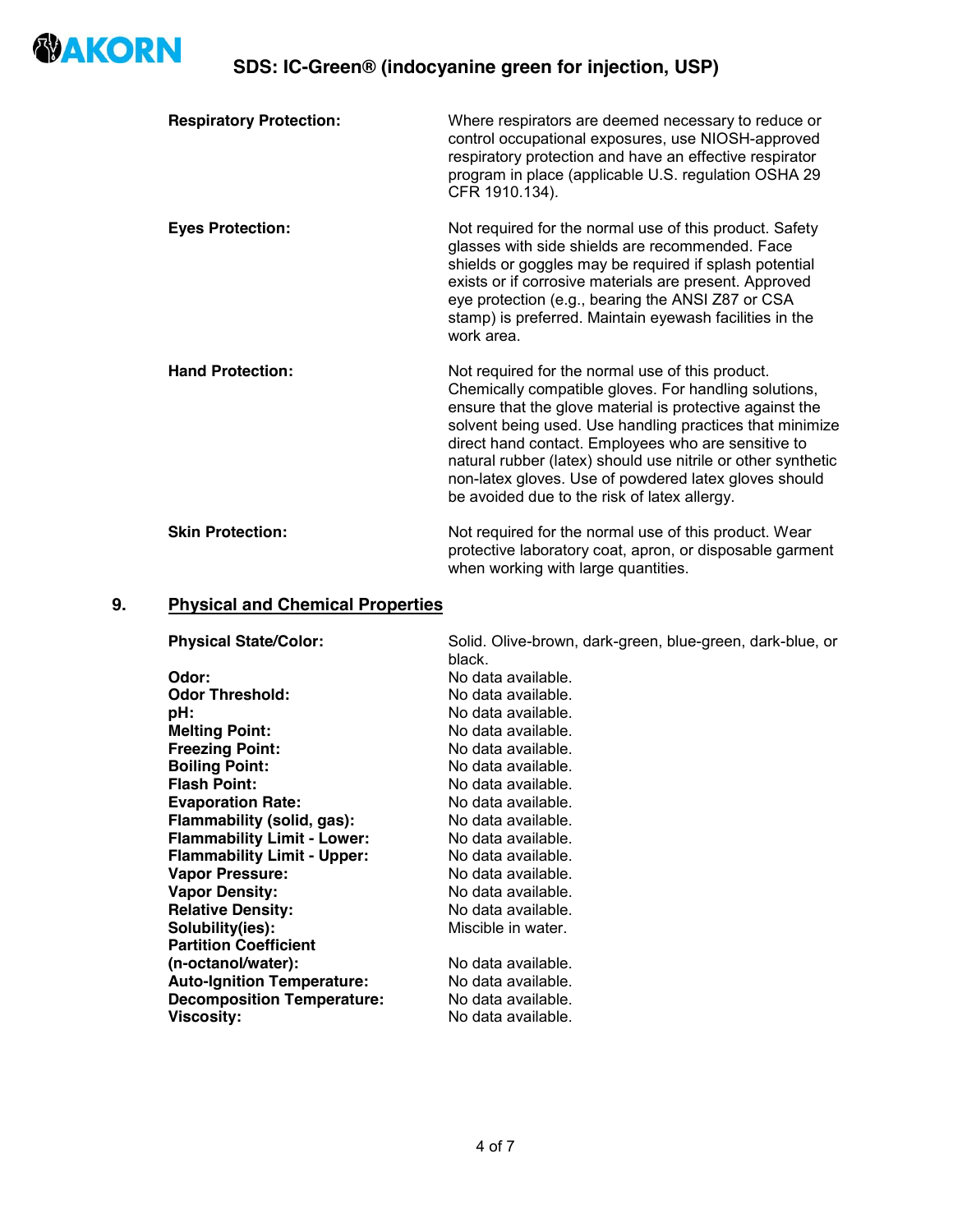| | |
|---|---|
| **Respiratory Protection:** | Where respirators are deemed necessary to reduce or control occupational exposures, use NIOSH-approved respiratory protection and have an effective respirator program in place (applicable U.S. regulation OSHA 29 CFR 1910.134). |
| **Eyes Protection:** | Not required for the normal use of this product. Safety glasses with side shields are recommended. Face shields or goggles may be required if splash potential exists or if corrosive materials are present. Approved eye protection (e.g., bearing the ANSI Z87 or CSA stamp) is preferred. Maintain eyewash facilities in the work area. |
| **Hand Protection:** | Not required for the normal use of this product. Chemically compatible gloves. For handling solutions, ensure that the glove material is protective against the solvent being used. Use handling practices that minimize direct hand contact. Employees who are sensitive to natural rubber (latex) should use nitrile or other synthetic non-latex gloves. Use of powdered latex gloves should be avoided due to the risk of latex allergy. |
| **Skin Protection:** | Not required for the normal use of this product. Wear protective laboratory coat, apron, or disposable garment when working with large quantities. |

## 9. Physical and Chemical Properties

| | |
|---|---|
| **Physical State/Color:** | Solid. Olive-brown, dark-green, blue-green, dark-blue, or black. |
| **Odor:** | No data available. |
| **Odor Threshold:** | No data available. |
| **pH:** | No data available. |
| **Melting Point:** | No data available. |
| **Freezing Point:** | No data available. |
| **Boiling Point:** | No data available. |
| **Flash Point:** | No data available. |
| **Evaporation Rate:** | No data available. |
| **Flammability (solid, gas):** | No data available. |
| **Flammability Limit - Lower:** | No data available. |
| **Flammability Limit - Upper:** | No data available. |
| **Vapor Pressure:** | No data available. |
| **Vapor Density:** | No data available. |
| **Relative Density:** | No data available. |
| **Solubility(ies):** | Miscible in water. |
| **Partition Coefficient (n-octanol/water):** | No data available. |
| **Auto-Ignition Temperature:** | No data available. |
| **Decomposition Temperature:** | No data available. |
| **Viscosity:** | No data available. |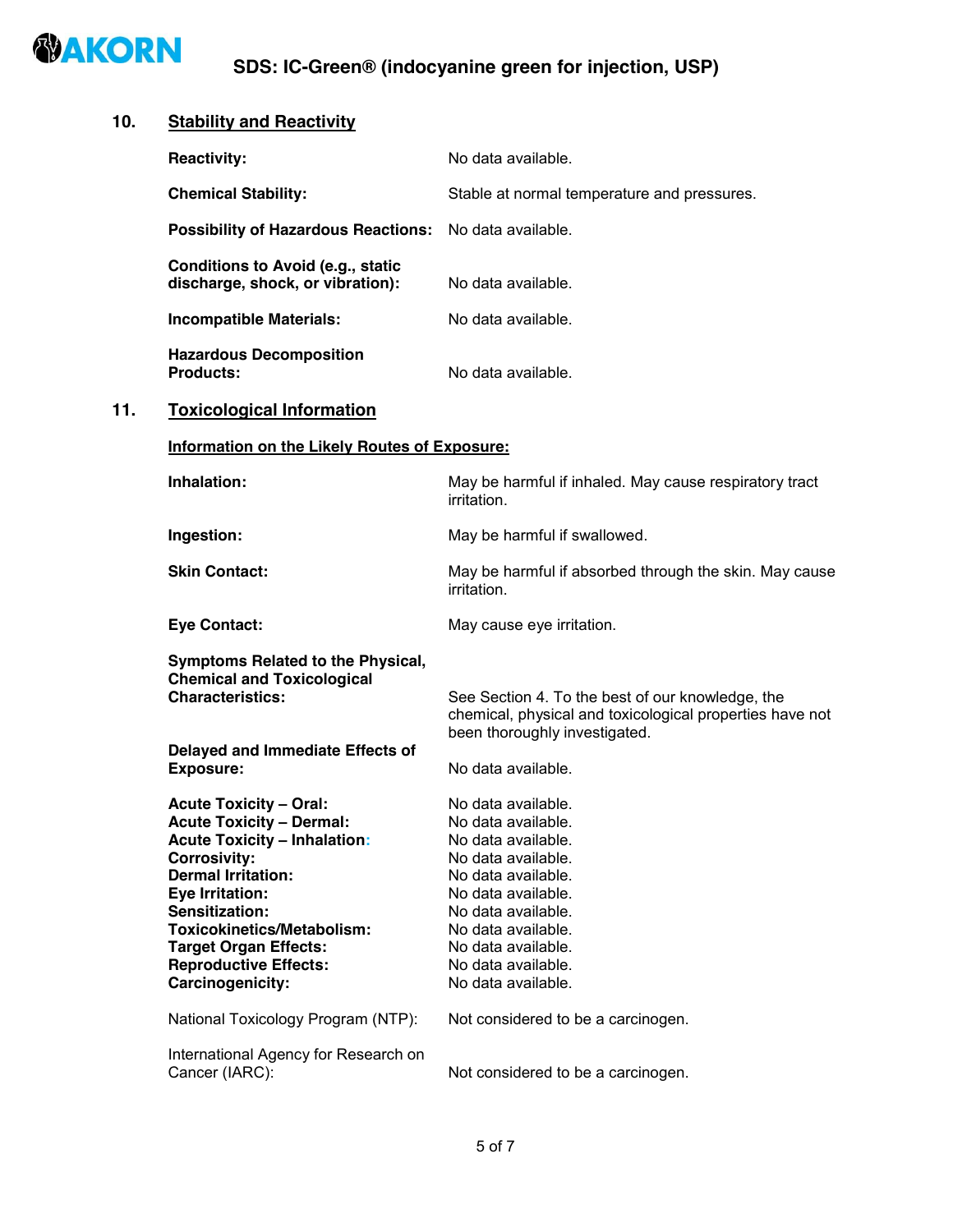## 10. Stability and Reactivity

| | |
|---|---|
| **Reactivity:** | No data available. |
| **Chemical Stability:** | Stable at normal temperature and pressures. |
| **Possibility of Hazardous Reactions:** | No data available. |
| **Conditions to Avoid (e.g., static discharge, shock, or vibration):** | No data available. |
| **Incompatible Materials:** | No data available. |
| **Hazardous Decomposition Products:** | No data available. |

## 11. Toxicological Information

**Information on the Likely Routes of Exposure:**

| | |
|---|---|
| **Inhalation:** | May be harmful if inhaled. May cause respiratory tract irritation. |
| **Ingestion:** | May be harmful if swallowed. |
| **Skin Contact:** | May be harmful if absorbed through the skin. May cause irritation. |
| **Eye Contact:** | May cause eye irritation. |
| **Symptoms Related to the Physical, Chemical and Toxicological Characteristics:** | See Section 4. To the best of our knowledge, the chemical, physical and toxicological properties have not been thoroughly investigated. |
| **Delayed and Immediate Effects of Exposure:** | No data available. |
| **Acute Toxicity – Oral:** | No data available. |
| **Acute Toxicity – Dermal:** | No data available. |
| **Acute Toxicity – Inhalation:** | No data available. |
| **Corrosivity:** | No data available. |
| **Dermal Irritation:** | No data available. |
| **Eye Irritation:** | No data available. |
| **Sensitization:** | No data available. |
| **Toxicokinetics/Metabolism:** | No data available. |
| **Target Organ Effects:** | No data available. |
| **Reproductive Effects:** | No data available. |
| **Carcinogenicity:** | No data available. |
| National Toxicology Program (NTP): | Not considered to be a carcinogen. |
| International Agency for Research on Cancer (IARC): | Not considered to be a carcinogen. |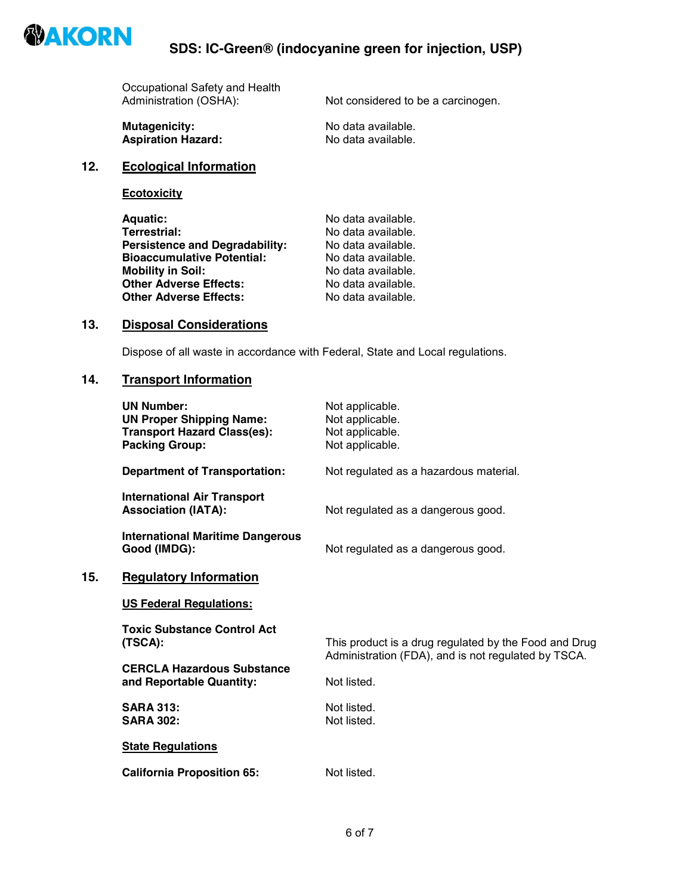| | |
|---|---|
| Occupational Safety and Health Administration (OSHA): | Not considered to be a carcinogen. |
| **Mutagenicity:** | No data available. |
| **Aspiration Hazard:** | No data available. |

## 12. Ecological Information

### Ecotoxicity

| | |
|---|---|
| **Aquatic:** | No data available. |
| **Terrestrial:** | No data available. |
| **Persistence and Degradability:** | No data available. |
| **Bioaccumulative Potential:** | No data available. |
| **Mobility in Soil:** | No data available. |
| **Other Adverse Effects:** | No data available. |
| **Other Adverse Effects:** | No data available. |

## 13. Disposal Considerations

Dispose of all waste in accordance with Federal, State and Local regulations.

## 14. Transport Information

| | |
|---|---|
| **UN Number:** | Not applicable. |
| **UN Proper Shipping Name:** | Not applicable. |
| **Transport Hazard Class(es):** | Not applicable. |
| **Packing Group:** | Not applicable. |
| **Department of Transportation:** | Not regulated as a hazardous material. |
| **International Air Transport Association (IATA):** | Not regulated as a dangerous good. |
| **International Maritime Dangerous Good (IMDG):** | Not regulated as a dangerous good. |

## 15. Regulatory Information

### US Federal Regulations:

| | |
|---|---|
| **Toxic Substance Control Act (TSCA):** | This product is a drug regulated by the Food and Drug Administration (FDA), and is not regulated by TSCA. |
| **CERCLA Hazardous Substance and Reportable Quantity:** | Not listed. |
| **SARA 313:** | Not listed. |
| **SARA 302:** | Not listed. |

### State Regulations

| | |
|---|---|
| **California Proposition 65:** | Not listed. |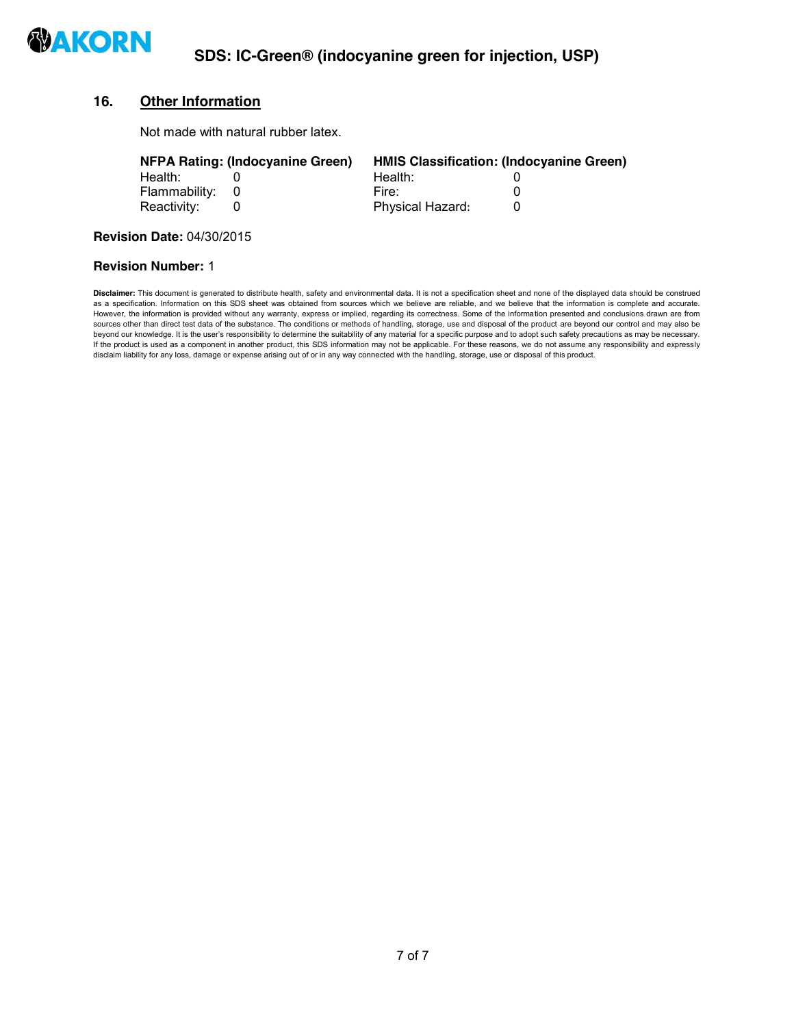## 16. Other Information

Not made with natural rubber latex.

| NFPA Rating: (Indocyanine Green) | | HMIS Classification: (Indocyanine Green) | |
|---|---|---|---|
| Health: | 0 | Health: | 0 |
| Flammability: | 0 | Fire: | 0 |
| Reactivity: | 0 | Physical Hazard: | 0 |

**Revision Date:** 04/30/2015

**Revision Number:** 1

**Disclaimer:** This document is generated to distribute health, safety and environmental data. It is not a specification sheet and none of the displayed data should be construed as a specification. Information on this SDS sheet was obtained from sources which we believe are reliable, and we believe that the information is complete and accurate. However, the information is provided without any warranty, express or implied, regarding its correctness. Some of the information presented and conclusions drawn are from sources other than direct test data of the substance. The conditions or methods of handling, storage, use and disposal of the product are beyond our control and may also be beyond our knowledge. It is the user's responsibility to determine the suitability of any material for a specific purpose and to adopt such safety precautions as may be necessary. If the product is used as a component in another product, this SDS information may not be applicable. For these reasons, we do not assume any responsibility and expressly disclaim liability for any loss, damage or expense arising out of or in any way connected with the handling, storage, use or disposal of this product.